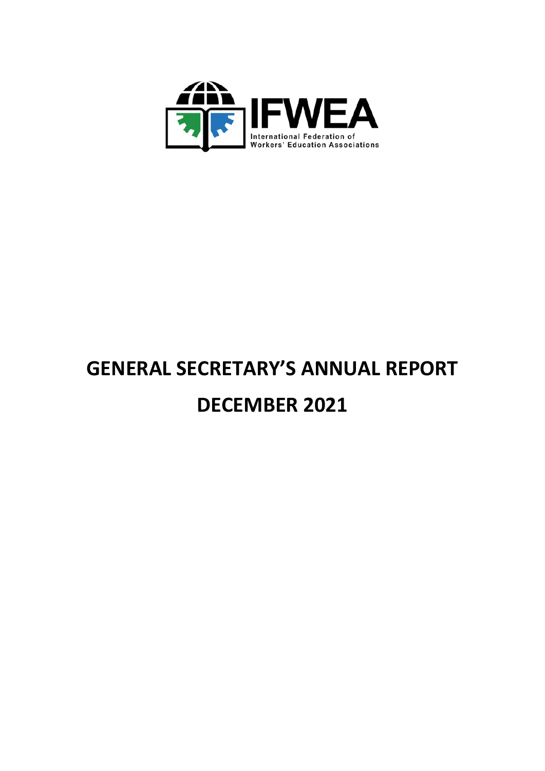IFWEA

International Federation of Workers' Education Associations

# GENERAL SECRETARY'S ANNUAL REPORT

# DECEMBER 2021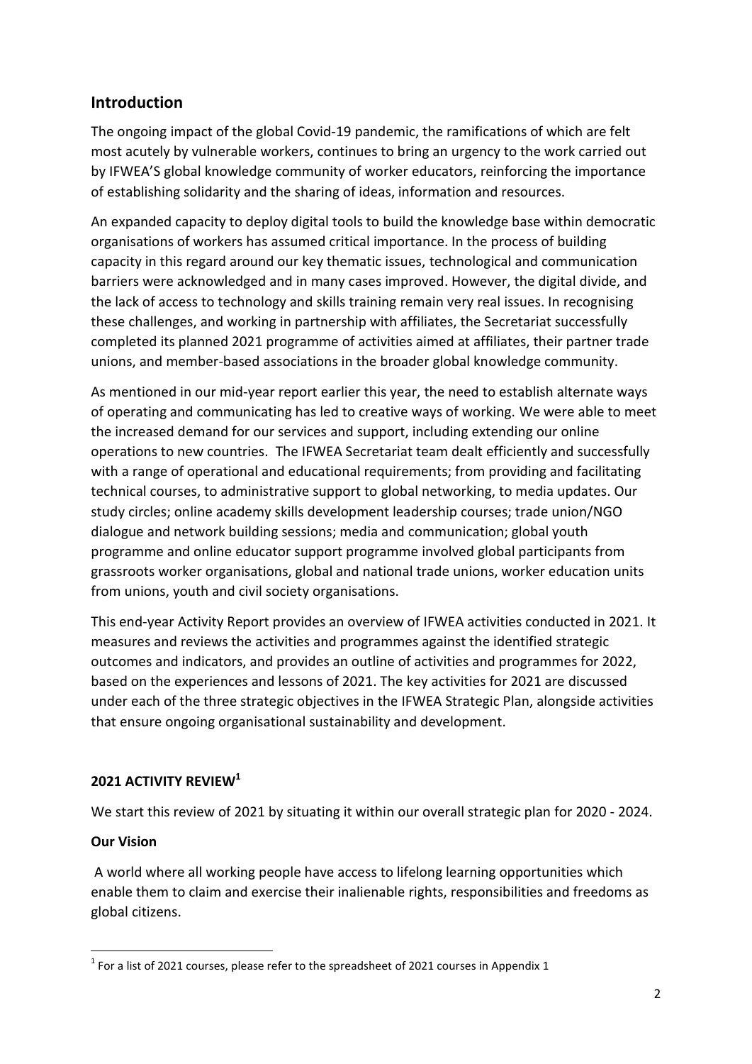## Introduction

The ongoing impact of the global Covid-19 pandemic, the ramifications of which are felt most acutely by vulnerable workers, continues to bring an urgency to the work carried out by IFWEA'S global knowledge community of worker educators, reinforcing the importance of establishing solidarity and the sharing of ideas, information and resources.

An expanded capacity to deploy digital tools to build the knowledge base within democratic organisations of workers has assumed critical importance. In the process of building capacity in this regard around our key thematic issues, technological and communication barriers were acknowledged and in many cases improved. However, the digital divide, and the lack of access to technology and skills training remain very real issues. In recognising these challenges, and working in partnership with affiliates, the Secretariat successfully completed its planned 2021 programme of activities aimed at affiliates, their partner trade unions, and member-based associations in the broader global knowledge community.

As mentioned in our mid-year report earlier this year, the need to establish alternate ways of operating and communicating has led to creative ways of working. We were able to meet the increased demand for our services and support, including extending our online operations to new countries. The IFWEA Secretariat team dealt efficiently and successfully with a range of operational and educational requirements; from providing and facilitating technical courses, to administrative support to global networking, to media updates. Our study circles; online academy skills development leadership courses; trade union/NGO dialogue and network building sessions; media and communication; global youth programme and online educator support programme involved global participants from grassroots worker organisations, global and national trade unions, worker education units from unions, youth and civil society organisations.

This end-year Activity Report provides an overview of IFWEA activities conducted in 2021. It measures and reviews the activities and programmes against the identified strategic outcomes and indicators, and provides an outline of activities and programmes for 2022, based on the experiences and lessons of 2021. The key activities for 2021 are discussed under each of the three strategic objectives in the IFWEA Strategic Plan, alongside activities that ensure ongoing organisational sustainability and development.

### 2021 ACTIVITY REVIEW[1]

We start this review of 2021 by situating it within our overall strategic plan for 2020 - 2024.

**Our Vision**

A world where all working people have access to lifelong learning opportunities which enable them to claim and exercise their inalienable rights, responsibilities and freedoms as global citizens.

[1] For a list of 2021 courses, please refer to the spreadsheet of 2021 courses in Appendix 1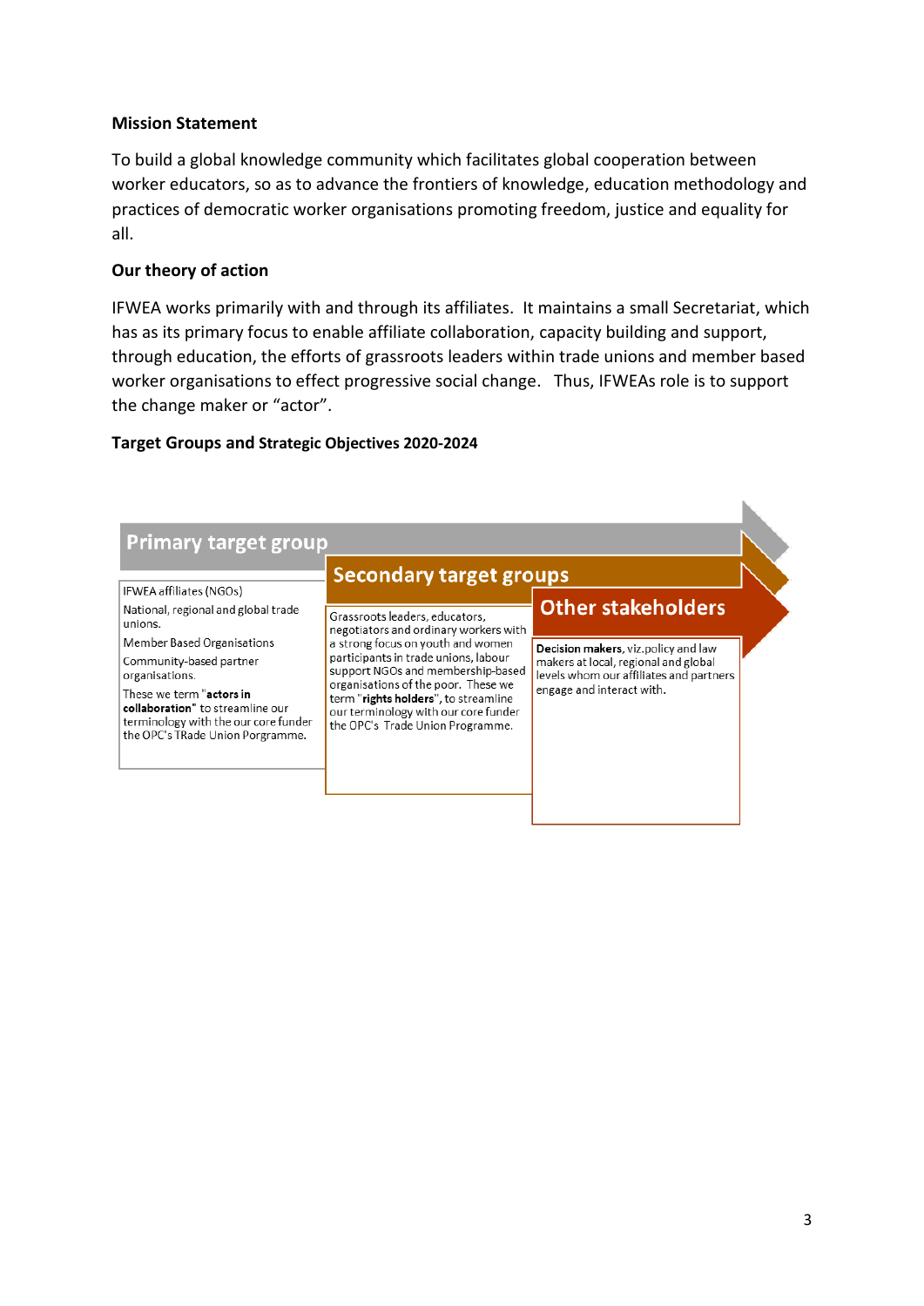**Mission Statement**

To build a global knowledge community which facilitates global cooperation between worker educators, so as to advance the frontiers of knowledge, education methodology and practices of democratic worker organisations promoting freedom, justice and equality for all.

**Our theory of action**

IFWEA works primarily with and through its affiliates. It maintains a small Secretariat, which has as its primary focus to enable affiliate collaboration, capacity building and support, through education, the efforts of grassroots leaders within trade unions and member based worker organisations to effect progressive social change. Thus, IFWEAs role is to support the change maker or "actor".

**Target Groups and Strategic Objectives 2020-2024**

| Primary target group | Secondary target groups | Other stakeholders |
| --- | --- | --- |
| IFWEA affiliates (NGOs)<br>National, regional and global trade unions.<br>Member Based Organisations<br>Community-based partner organisations.<br>These we term "**actors in collaboration**" to streamline our terminology with the our core funder the OPC's TRade Union Porgramme. | Grassroots leaders, educators, negotiators and ordinary workers with a strong focus on youth and women participants in trade unions, labour support NGOs and membership-based organisations of the poor. These we term "**rights holders**", to streamline our terminology with our core funder the OPC's Trade Union Programme. | **Decision makers**, viz.policy and law makers at local, regional and global levels whom our affiliates and partners engage and interact with. |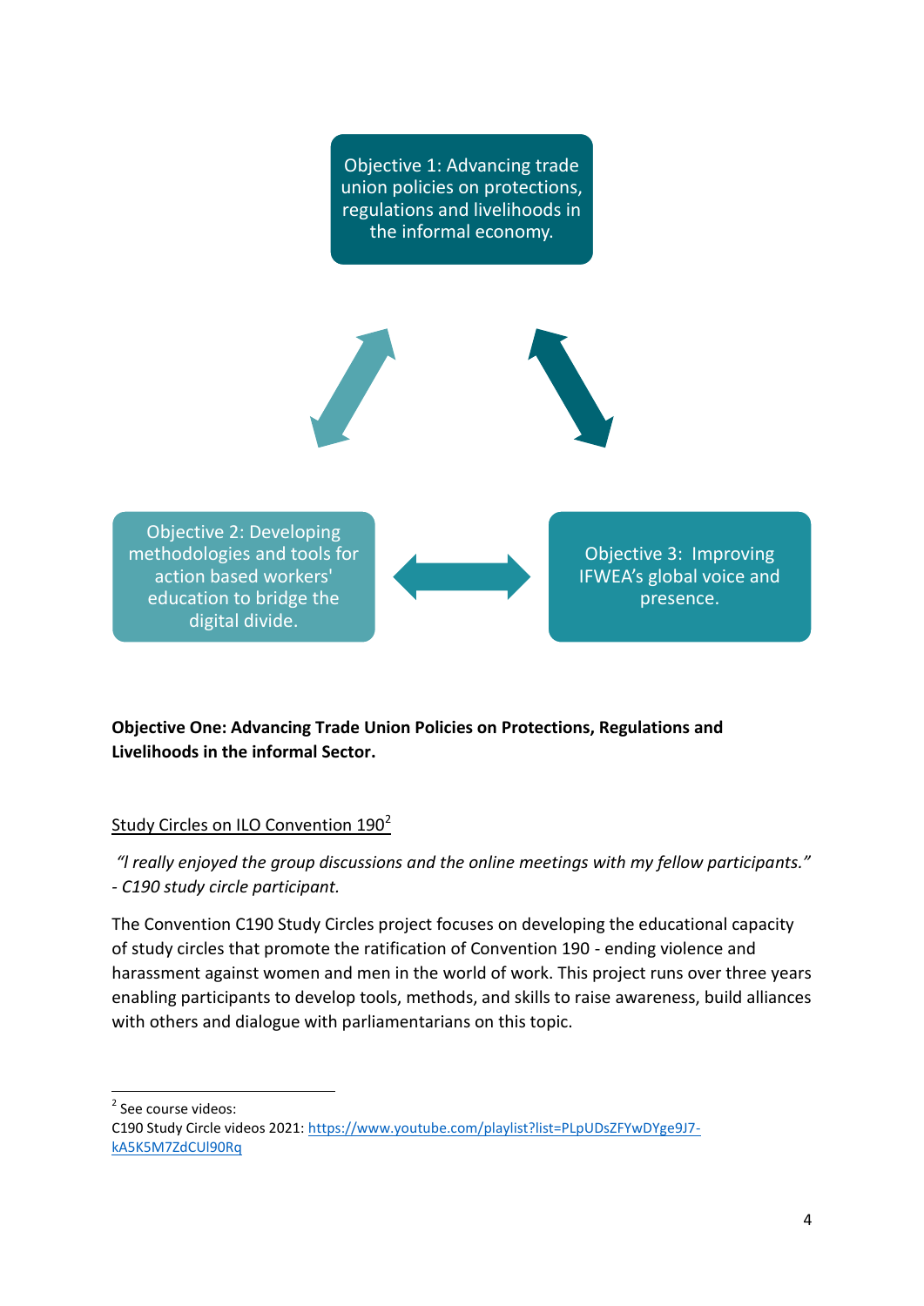Objective 1: Advancing trade union policies on protections, regulations and livelihoods in the informal economy.

Objective 2: Developing methodologies and tools for action based workers' education to bridge the digital divide.

Objective 3: Improving IFWEA's global voice and presence.

**Objective One: Advancing Trade Union Policies on Protections, Regulations and Livelihoods in the informal Sector.**

Study Circles on ILO Convention 190[2]

*"I really enjoyed the group discussions and the online meetings with my fellow participants." - C190 study circle participant.*

The Convention C190 Study Circles project focuses on developing the educational capacity of study circles that promote the ratification of Convention 190 - ending violence and harassment against women and men in the world of work. This project runs over three years enabling participants to develop tools, methods, and skills to raise awareness, build alliances with others and dialogue with parliamentarians on this topic.

[2] See course videos:
C190 Study Circle videos 2021: https://www.youtube.com/playlist?list=PLpUDsZFYwDYge9J7-kA5K5M7ZdCUl90Rq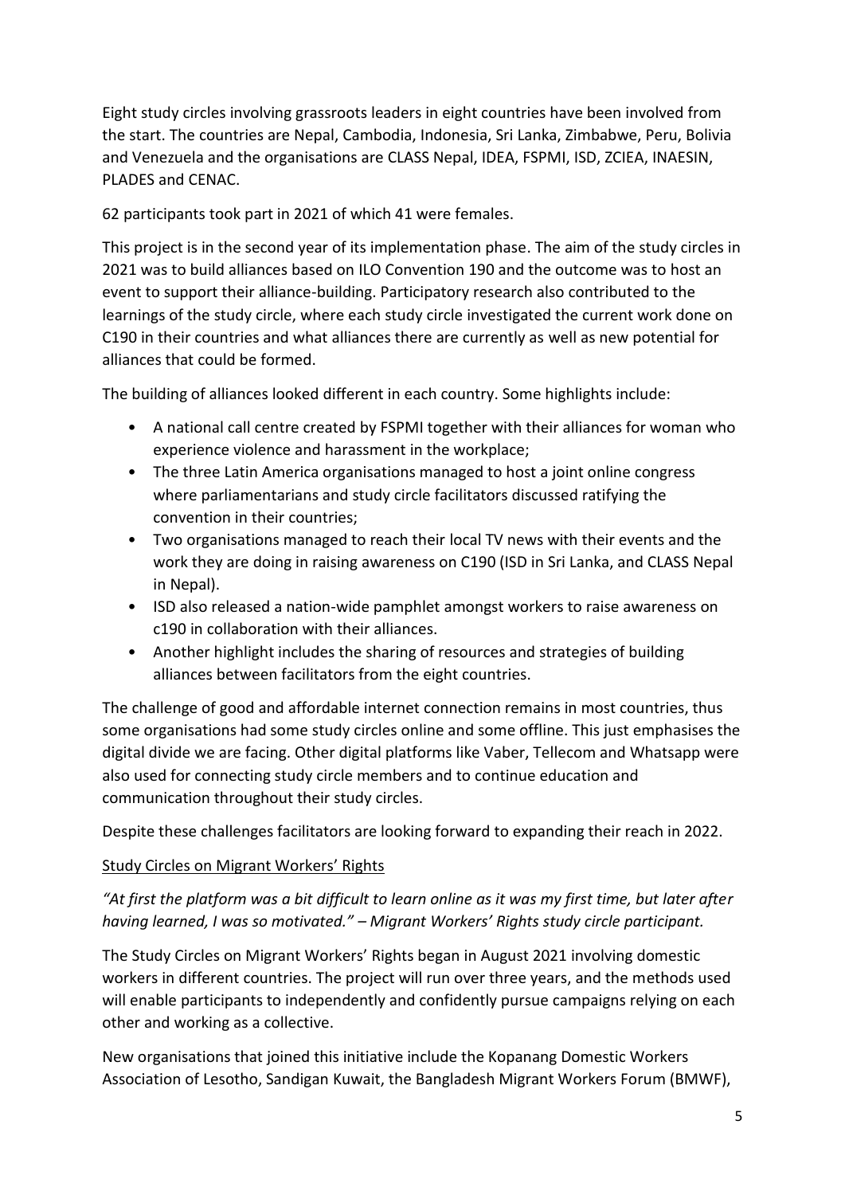Eight study circles involving grassroots leaders in eight countries have been involved from the start. The countries are Nepal, Cambodia, Indonesia, Sri Lanka, Zimbabwe, Peru, Bolivia and Venezuela and the organisations are CLASS Nepal, IDEA, FSPMI, ISD, ZCIEA, INAESIN, PLADES and CENAC.

62 participants took part in 2021 of which 41 were females.

This project is in the second year of its implementation phase. The aim of the study circles in 2021 was to build alliances based on ILO Convention 190 and the outcome was to host an event to support their alliance-building. Participatory research also contributed to the learnings of the study circle, where each study circle investigated the current work done on C190 in their countries and what alliances there are currently as well as new potential for alliances that could be formed.

The building of alliances looked different in each country. Some highlights include:

- A national call centre created by FSPMI together with their alliances for woman who experience violence and harassment in the workplace;
- The three Latin America organisations managed to host a joint online congress where parliamentarians and study circle facilitators discussed ratifying the convention in their countries;
- Two organisations managed to reach their local TV news with their events and the work they are doing in raising awareness on C190 (ISD in Sri Lanka, and CLASS Nepal in Nepal).
- ISD also released a nation-wide pamphlet amongst workers to raise awareness on c190 in collaboration with their alliances.
- Another highlight includes the sharing of resources and strategies of building alliances between facilitators from the eight countries.

The challenge of good and affordable internet connection remains in most countries, thus some organisations had some study circles online and some offline. This just emphasises the digital divide we are facing. Other digital platforms like Vaber, Tellecom and Whatsapp were also used for connecting study circle members and to continue education and communication throughout their study circles.

Despite these challenges facilitators are looking forward to expanding their reach in 2022.

<u>Study Circles on Migrant Workers' Rights</u>

*"At first the platform was a bit difficult to learn online as it was my first time, but later after having learned, I was so motivated." – Migrant Workers' Rights study circle participant.*

The Study Circles on Migrant Workers' Rights began in August 2021 involving domestic workers in different countries. The project will run over three years, and the methods used will enable participants to independently and confidently pursue campaigns relying on each other and working as a collective.

New organisations that joined this initiative include the Kopanang Domestic Workers Association of Lesotho, Sandigan Kuwait, the Bangladesh Migrant Workers Forum (BMWF),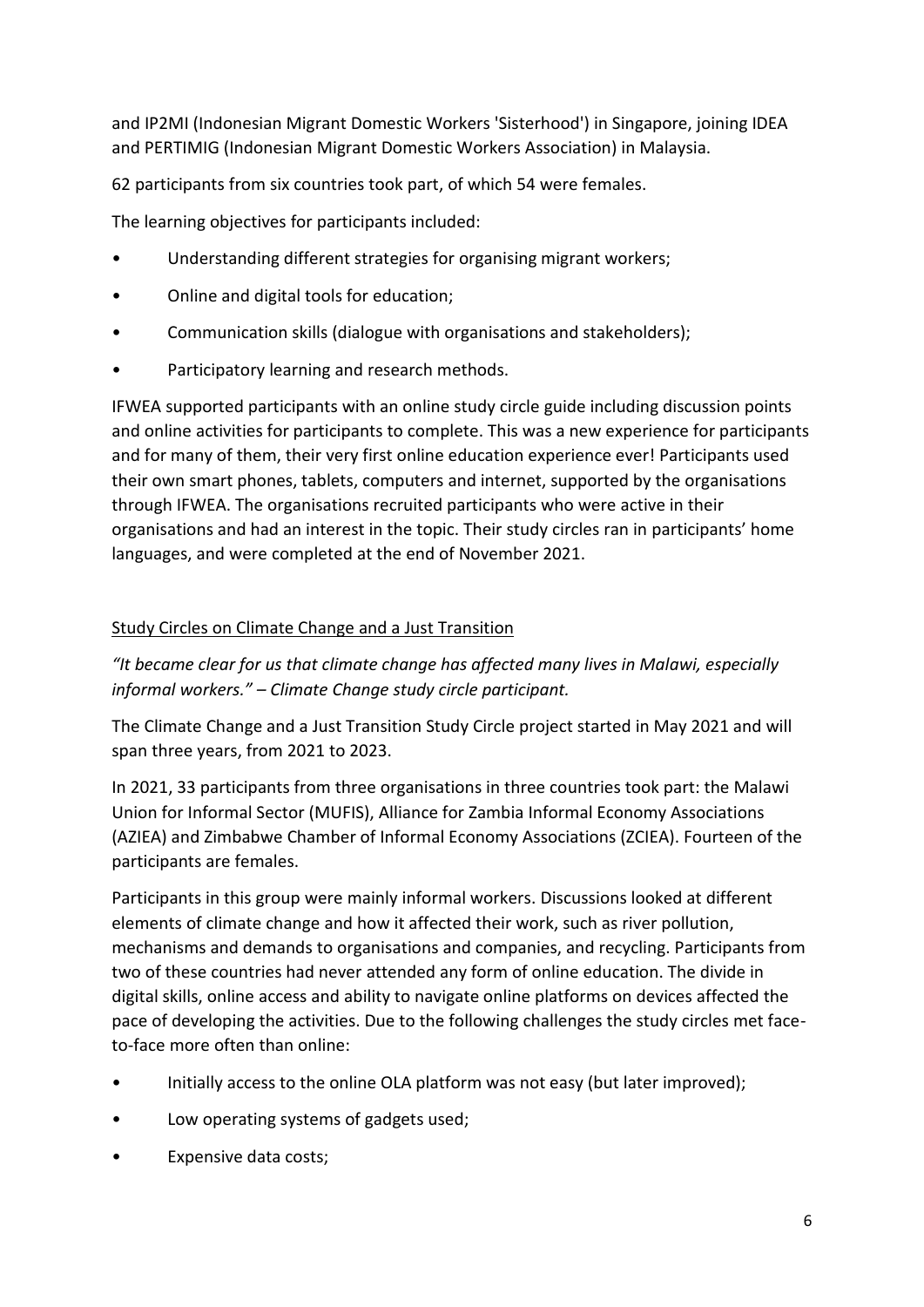and IP2MI (Indonesian Migrant Domestic Workers 'Sisterhood') in Singapore, joining IDEA and PERTIMIG (Indonesian Migrant Domestic Workers Association) in Malaysia.

62 participants from six countries took part, of which 54 were females.

The learning objectives for participants included:

- Understanding different strategies for organising migrant workers;
- Online and digital tools for education;
- Communication skills (dialogue with organisations and stakeholders);
- Participatory learning and research methods.

IFWEA supported participants with an online study circle guide including discussion points and online activities for participants to complete. This was a new experience for participants and for many of them, their very first online education experience ever! Participants used their own smart phones, tablets, computers and internet, supported by the organisations through IFWEA. The organisations recruited participants who were active in their organisations and had an interest in the topic. Their study circles ran in participants' home languages, and were completed at the end of November 2021.

<u>Study Circles on Climate Change and a Just Transition</u>

*"It became clear for us that climate change has affected many lives in Malawi, especially informal workers." – Climate Change study circle participant.*

The Climate Change and a Just Transition Study Circle project started in May 2021 and will span three years, from 2021 to 2023.

In 2021, 33 participants from three organisations in three countries took part: the Malawi Union for Informal Sector (MUFIS), Alliance for Zambia Informal Economy Associations (AZIEA) and Zimbabwe Chamber of Informal Economy Associations (ZCIEA). Fourteen of the participants are females.

Participants in this group were mainly informal workers. Discussions looked at different elements of climate change and how it affected their work, such as river pollution, mechanisms and demands to organisations and companies, and recycling. Participants from two of these countries had never attended any form of online education. The divide in digital skills, online access and ability to navigate online platforms on devices affected the pace of developing the activities. Due to the following challenges the study circles met face-to-face more often than online:

- Initially access to the online OLA platform was not easy (but later improved);
- Low operating systems of gadgets used;
- Expensive data costs;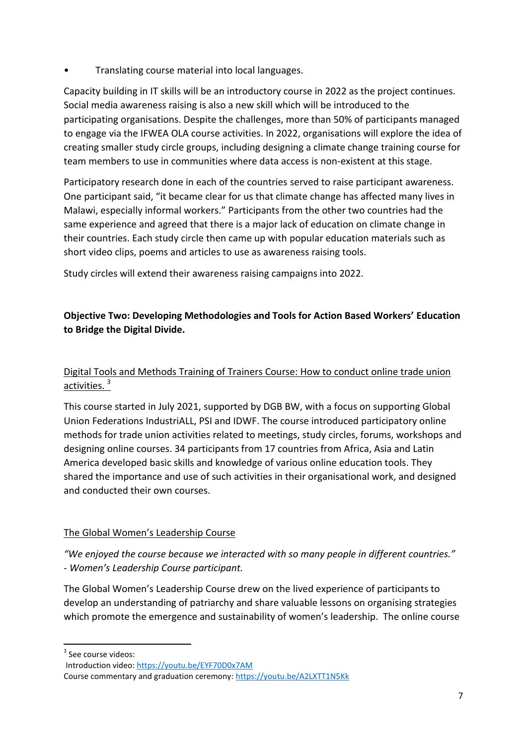- Translating course material into local languages.

Capacity building in IT skills will be an introductory course in 2022 as the project continues. Social media awareness raising is also a new skill which will be introduced to the participating organisations. Despite the challenges, more than 50% of participants managed to engage via the IFWEA OLA course activities. In 2022, organisations will explore the idea of creating smaller study circle groups, including designing a climate change training course for team members to use in communities where data access is non-existent at this stage.

Participatory research done in each of the countries served to raise participant awareness. One participant said, "it became clear for us that climate change has affected many lives in Malawi, especially informal workers." Participants from the other two countries had the same experience and agreed that there is a major lack of education on climate change in their countries. Each study circle then came up with popular education materials such as short video clips, poems and articles to use as awareness raising tools.

Study circles will extend their awareness raising campaigns into 2022.

**Objective Two: Developing Methodologies and Tools for Action Based Workers' Education to Bridge the Digital Divide.**

<u>Digital Tools and Methods Training of Trainers Course: How to conduct online trade union activities.</u> [3]

This course started in July 2021, supported by DGB BW, with a focus on supporting Global Union Federations IndustriALL, PSI and IDWF. The course introduced participatory online methods for trade union activities related to meetings, study circles, forums, workshops and designing online courses. 34 participants from 17 countries from Africa, Asia and Latin America developed basic skills and knowledge of various online education tools. They shared the importance and use of such activities in their organisational work, and designed and conducted their own courses.

<u>The Global Women's Leadership Course</u>

*"We enjoyed the course because we interacted with so many people in different countries."* *- Women's Leadership Course participant.*

The Global Women's Leadership Course drew on the lived experience of participants to develop an understanding of patriarchy and share valuable lessons on organising strategies which promote the emergence and sustainability of women's leadership. The online course

---

[3] See course videos:
Introduction video: https://youtu.be/EYF70D0x7AM
Course commentary and graduation ceremony: https://youtu.be/A2LXTT1N5Kk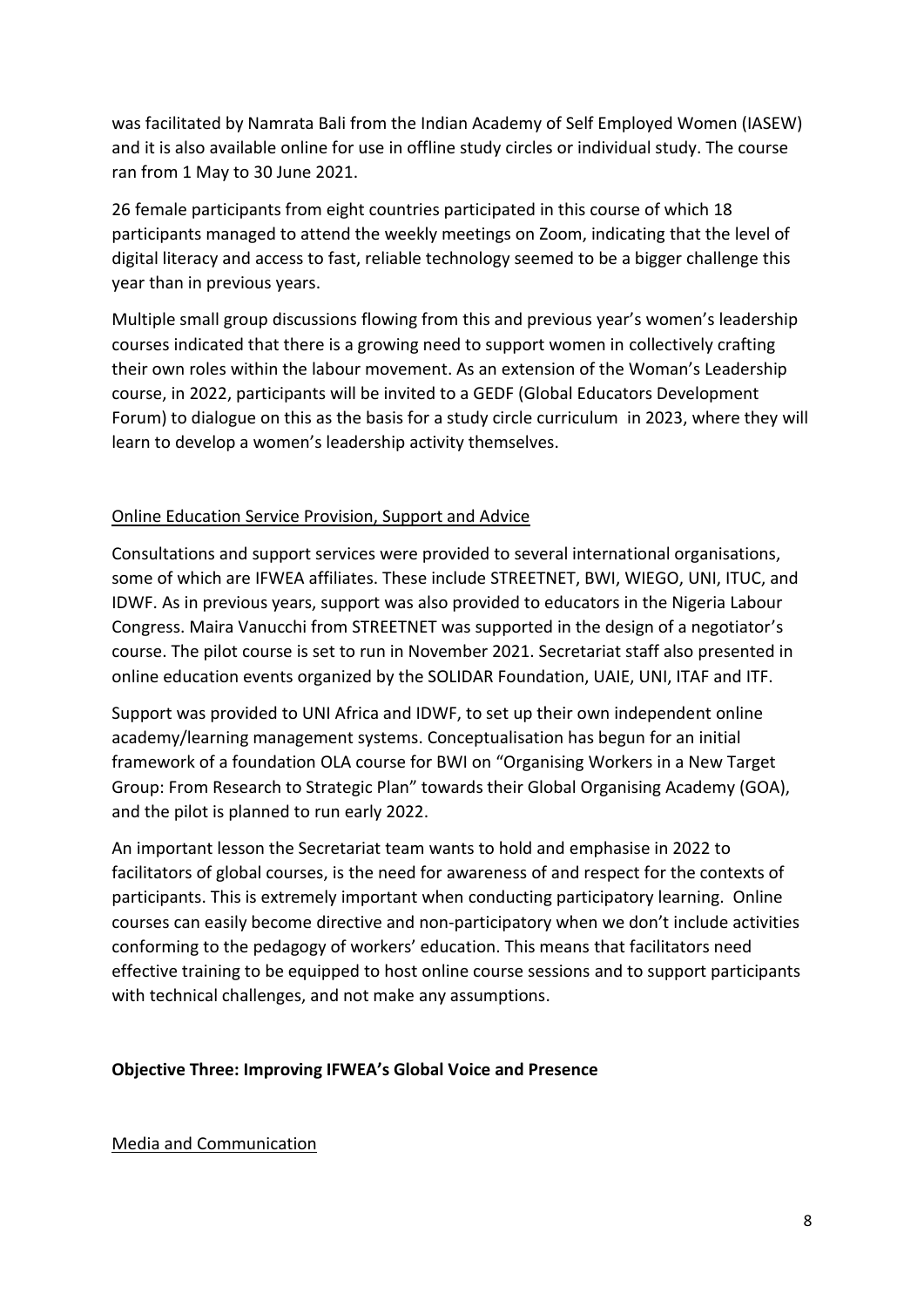was facilitated by Namrata Bali from the Indian Academy of Self Employed Women (IASEW) and it is also available online for use in offline study circles or individual study. The course ran from 1 May to 30 June 2021.

26 female participants from eight countries participated in this course of which 18 participants managed to attend the weekly meetings on Zoom, indicating that the level of digital literacy and access to fast, reliable technology seemed to be a bigger challenge this year than in previous years.

Multiple small group discussions flowing from this and previous year's women's leadership courses indicated that there is a growing need to support women in collectively crafting their own roles within the labour movement. As an extension of the Woman's Leadership course, in 2022, participants will be invited to a GEDF (Global Educators Development Forum) to dialogue on this as the basis for a study circle curriculum in 2023, where they will learn to develop a women's leadership activity themselves.

<u>Online Education Service Provision, Support and Advice</u>

Consultations and support services were provided to several international organisations, some of which are IFWEA affiliates. These include STREETNET, BWI, WIEGO, UNI, ITUC, and IDWF. As in previous years, support was also provided to educators in the Nigeria Labour Congress. Maira Vanucchi from STREETNET was supported in the design of a negotiator's course. The pilot course is set to run in November 2021. Secretariat staff also presented in online education events organized by the SOLIDAR Foundation, UAIE, UNI, ITAF and ITF.

Support was provided to UNI Africa and IDWF, to set up their own independent online academy/learning management systems. Conceptualisation has begun for an initial framework of a foundation OLA course for BWI on "Organising Workers in a New Target Group: From Research to Strategic Plan" towards their Global Organising Academy (GOA), and the pilot is planned to run early 2022.

An important lesson the Secretariat team wants to hold and emphasise in 2022 to facilitators of global courses, is the need for awareness of and respect for the contexts of participants. This is extremely important when conducting participatory learning. Online courses can easily become directive and non-participatory when we don't include activities conforming to the pedagogy of workers' education. This means that facilitators need effective training to be equipped to host online course sessions and to support participants with technical challenges, and not make any assumptions.

**Objective Three: Improving IFWEA's Global Voice and Presence**

<u>Media and Communication</u>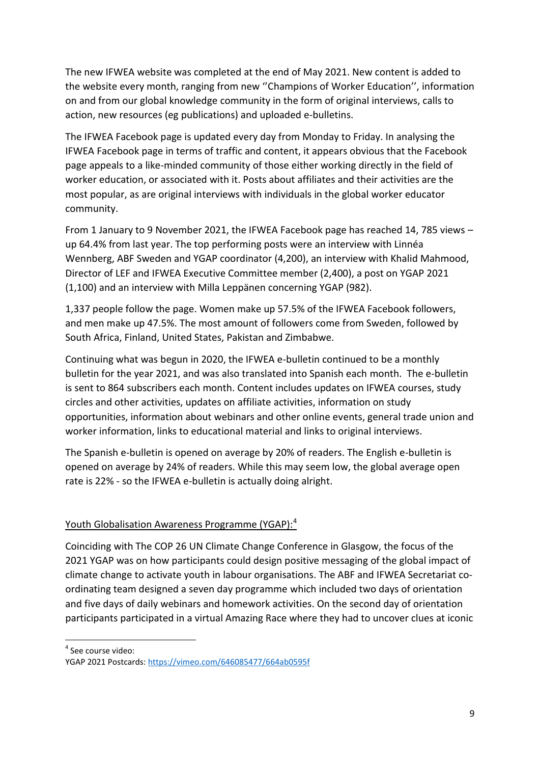The new IFWEA website was completed at the end of May 2021. New content is added to the website every month, ranging from new ''Champions of Worker Education'', information on and from our global knowledge community in the form of original interviews, calls to action, new resources (eg publications) and uploaded e-bulletins.

The IFWEA Facebook page is updated every day from Monday to Friday. In analysing the IFWEA Facebook page in terms of traffic and content, it appears obvious that the Facebook page appeals to a like-minded community of those either working directly in the field of worker education, or associated with it. Posts about affiliates and their activities are the most popular, as are original interviews with individuals in the global worker educator community.

From 1 January to 9 November 2021, the IFWEA Facebook page has reached 14, 785 views – up 64.4% from last year. The top performing posts were an interview with Linnéa Wennberg, ABF Sweden and YGAP coordinator (4,200), an interview with Khalid Mahmood, Director of LEF and IFWEA Executive Committee member (2,400), a post on YGAP 2021 (1,100) and an interview with Milla Leppänen concerning YGAP (982).

1,337 people follow the page. Women make up 57.5% of the IFWEA Facebook followers, and men make up 47.5%. The most amount of followers come from Sweden, followed by South Africa, Finland, United States, Pakistan and Zimbabwe.

Continuing what was begun in 2020, the IFWEA e-bulletin continued to be a monthly bulletin for the year 2021, and was also translated into Spanish each month. The e-bulletin is sent to 864 subscribers each month. Content includes updates on IFWEA courses, study circles and other activities, updates on affiliate activities, information on study opportunities, information about webinars and other online events, general trade union and worker information, links to educational material and links to original interviews.

The Spanish e-bulletin is opened on average by 20% of readers. The English e-bulletin is opened on average by 24% of readers. While this may seem low, the global average open rate is 22% - so the IFWEA e-bulletin is actually doing alright.

## Youth Globalisation Awareness Programme (YGAP):[4]

Coinciding with The COP 26 UN Climate Change Conference in Glasgow, the focus of the 2021 YGAP was on how participants could design positive messaging of the global impact of climate change to activate youth in labour organisations. The ABF and IFWEA Secretariat co-ordinating team designed a seven day programme which included two days of orientation and five days of daily webinars and homework activities. On the second day of orientation participants participated in a virtual Amazing Race where they had to uncover clues at iconic

---

[4] See course video:
YGAP 2021 Postcards: https://vimeo.com/646085477/664ab0595f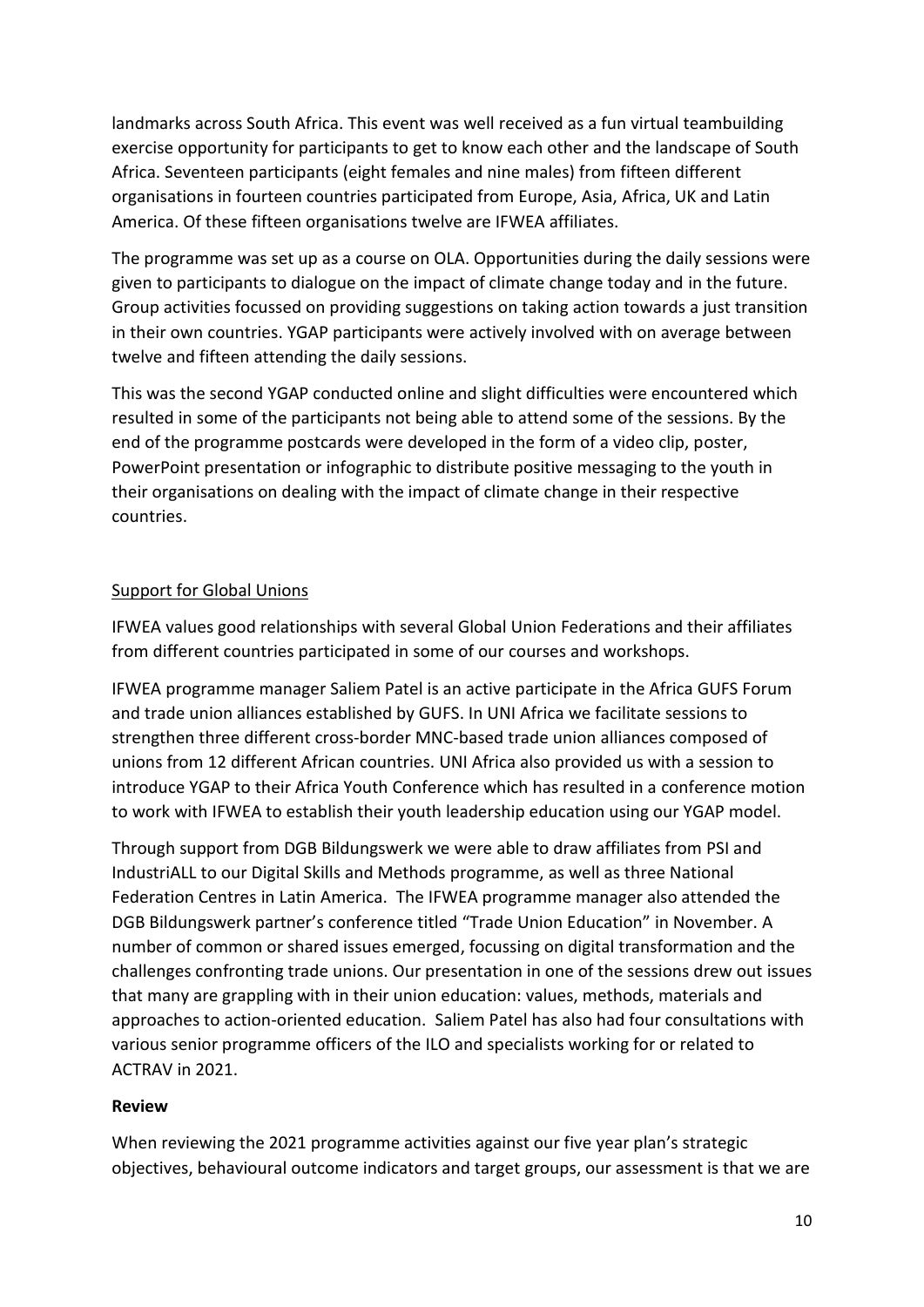landmarks across South Africa. This event was well received as a fun virtual teambuilding exercise opportunity for participants to get to know each other and the landscape of South Africa. Seventeen participants (eight females and nine males) from fifteen different organisations in fourteen countries participated from Europe, Asia, Africa, UK and Latin America. Of these fifteen organisations twelve are IFWEA affiliates.

The programme was set up as a course on OLA. Opportunities during the daily sessions were given to participants to dialogue on the impact of climate change today and in the future. Group activities focussed on providing suggestions on taking action towards a just transition in their own countries. YGAP participants were actively involved with on average between twelve and fifteen attending the daily sessions.

This was the second YGAP conducted online and slight difficulties were encountered which resulted in some of the participants not being able to attend some of the sessions. By the end of the programme postcards were developed in the form of a video clip, poster, PowerPoint presentation or infographic to distribute positive messaging to the youth in their organisations on dealing with the impact of climate change in their respective countries.

<u>Support for Global Unions</u>

IFWEA values good relationships with several Global Union Federations and their affiliates from different countries participated in some of our courses and workshops.

IFWEA programme manager Saliem Patel is an active participate in the Africa GUFS Forum and trade union alliances established by GUFS. In UNI Africa we facilitate sessions to strengthen three different cross-border MNC-based trade union alliances composed of unions from 12 different African countries. UNI Africa also provided us with a session to introduce YGAP to their Africa Youth Conference which has resulted in a conference motion to work with IFWEA to establish their youth leadership education using our YGAP model.

Through support from DGB Bildungswerk we were able to draw affiliates from PSI and IndustriALL to our Digital Skills and Methods programme, as well as three National Federation Centres in Latin America. The IFWEA programme manager also attended the DGB Bildungswerk partner's conference titled "Trade Union Education" in November. A number of common or shared issues emerged, focussing on digital transformation and the challenges confronting trade unions. Our presentation in one of the sessions drew out issues that many are grappling with in their union education: values, methods, materials and approaches to action-oriented education. Saliem Patel has also had four consultations with various senior programme officers of the ILO and specialists working for or related to ACTRAV in 2021.

**Review**

When reviewing the 2021 programme activities against our five year plan's strategic objectives, behavioural outcome indicators and target groups, our assessment is that we are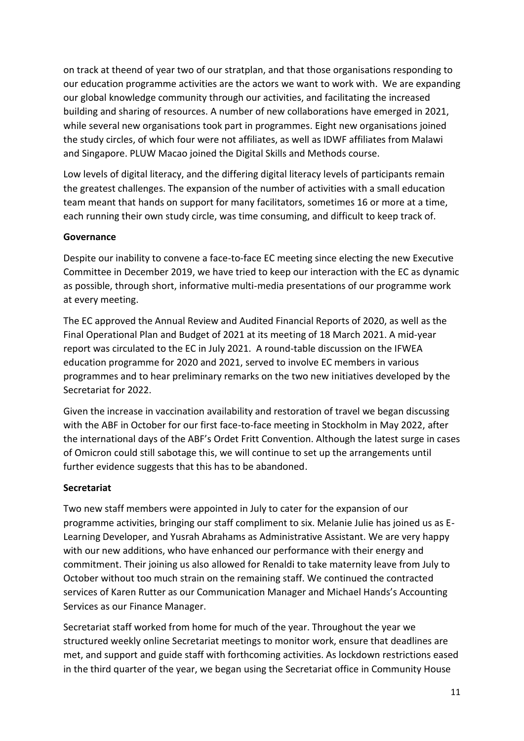on track at theend of year two of our stratplan, and that those organisations responding to our education programme activities are the actors we want to work with. We are expanding our global knowledge community through our activities, and facilitating the increased building and sharing of resources. A number of new collaborations have emerged in 2021, while several new organisations took part in programmes. Eight new organisations joined the study circles, of which four were not affiliates, as well as IDWF affiliates from Malawi and Singapore. PLUW Macao joined the Digital Skills and Methods course.

Low levels of digital literacy, and the differing digital literacy levels of participants remain the greatest challenges. The expansion of the number of activities with a small education team meant that hands on support for many facilitators, sometimes 16 or more at a time, each running their own study circle, was time consuming, and difficult to keep track of.

**Governance**

Despite our inability to convene a face-to-face EC meeting since electing the new Executive Committee in December 2019, we have tried to keep our interaction with the EC as dynamic as possible, through short, informative multi-media presentations of our programme work at every meeting.

The EC approved the Annual Review and Audited Financial Reports of 2020, as well as the Final Operational Plan and Budget of 2021 at its meeting of 18 March 2021. A mid-year report was circulated to the EC in July 2021. A round-table discussion on the IFWEA education programme for 2020 and 2021, served to involve EC members in various programmes and to hear preliminary remarks on the two new initiatives developed by the Secretariat for 2022.

Given the increase in vaccination availability and restoration of travel we began discussing with the ABF in October for our first face-to-face meeting in Stockholm in May 2022, after the international days of the ABF's Ordet Fritt Convention. Although the latest surge in cases of Omicron could still sabotage this, we will continue to set up the arrangements until further evidence suggests that this has to be abandoned.

**Secretariat**

Two new staff members were appointed in July to cater for the expansion of our programme activities, bringing our staff compliment to six. Melanie Julie has joined us as E-Learning Developer, and Yusrah Abrahams as Administrative Assistant. We are very happy with our new additions, who have enhanced our performance with their energy and commitment. Their joining us also allowed for Renaldi to take maternity leave from July to October without too much strain on the remaining staff. We continued the contracted services of Karen Rutter as our Communication Manager and Michael Hands's Accounting Services as our Finance Manager.

Secretariat staff worked from home for much of the year. Throughout the year we structured weekly online Secretariat meetings to monitor work, ensure that deadlines are met, and support and guide staff with forthcoming activities. As lockdown restrictions eased in the third quarter of the year, we began using the Secretariat office in Community House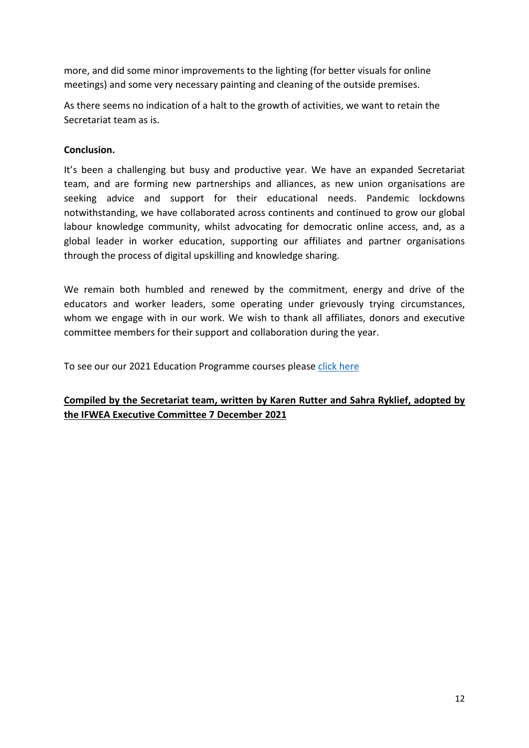more, and did some minor improvements to the lighting (for better visuals for online meetings) and some very necessary painting and cleaning of the outside premises.

As there seems no indication of a halt to the growth of activities, we want to retain the Secretariat team as is.

**Conclusion.**

It's been a challenging but busy and productive year. We have an expanded Secretariat team, and are forming new partnerships and alliances, as new union organisations are seeking advice and support for their educational needs. Pandemic lockdowns notwithstanding, we have collaborated across continents and continued to grow our global labour knowledge community, whilst advocating for democratic online access, and, as a global leader in worker education, supporting our affiliates and partner organisations through the process of digital upskilling and knowledge sharing.

We remain both humbled and renewed by the commitment, energy and drive of the educators and worker leaders, some operating under grievously trying circumstances, whom we engage with in our work. We wish to thank all affiliates, donors and executive committee members for their support and collaboration during the year.

To see our our 2021 Education Programme courses please click here

**Compiled by the Secretariat team, written by Karen Rutter and Sahra Ryklief, adopted by the IFWEA Executive Committee 7 December 2021**